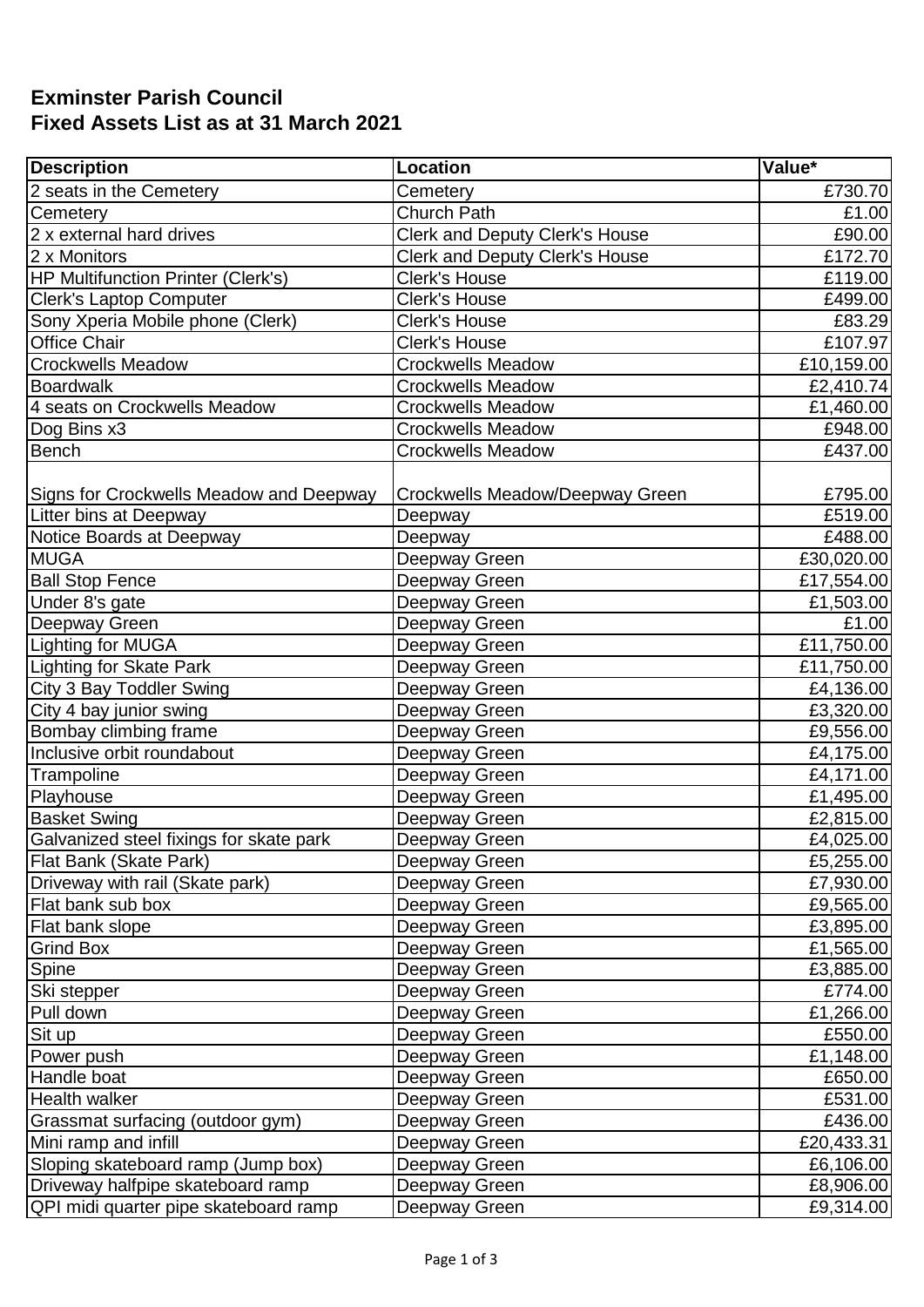**Exminster Parish Council**
**Fixed Assets List as at 31 March 2021**

| Description | Location | Value* |
|---|---|---|
| 2 seats in the Cemetery | Cemetery | £730.70 |
| Cemetery | Church Path | £1.00 |
| 2 x external hard drives | Clerk and Deputy Clerk's House | £90.00 |
| 2 x Monitors | Clerk and Deputy Clerk's House | £172.70 |
| HP Multifunction Printer (Clerk's) | Clerk's House | £119.00 |
| Clerk's Laptop Computer | Clerk's House | £499.00 |
| Sony Xperia Mobile phone (Clerk) | Clerk's House | £83.29 |
| Office Chair | Clerk's House | £107.97 |
| Crockwells Meadow | Crockwells Meadow | £10,159.00 |
| Boardwalk | Crockwells Meadow | £2,410.74 |
| 4 seats on Crockwells Meadow | Crockwells Meadow | £1,460.00 |
| Dog Bins x3 | Crockwells Meadow | £948.00 |
| Bench | Crockwells Meadow | £437.00 |
| Signs for Crockwells Meadow and Deepway | Crockwells Meadow/Deepway Green | £795.00 |
| Litter bins at Deepway | Deepway | £519.00 |
| Notice Boards at Deepway | Deepway | £488.00 |
| MUGA | Deepway Green | £30,020.00 |
| Ball Stop Fence | Deepway Green | £17,554.00 |
| Under 8's gate | Deepway Green | £1,503.00 |
| Deepway Green | Deepway Green | £1.00 |
| Lighting for MUGA | Deepway Green | £11,750.00 |
| Lighting for Skate Park | Deepway Green | £11,750.00 |
| City 3 Bay Toddler Swing | Deepway Green | £4,136.00 |
| City 4 bay junior swing | Deepway Green | £3,320.00 |
| Bombay climbing frame | Deepway Green | £9,556.00 |
| Inclusive orbit roundabout | Deepway Green | £4,175.00 |
| Trampoline | Deepway Green | £4,171.00 |
| Playhouse | Deepway Green | £1,495.00 |
| Basket Swing | Deepway Green | £2,815.00 |
| Galvanized steel fixings for skate park | Deepway Green | £4,025.00 |
| Flat Bank (Skate Park) | Deepway Green | £5,255.00 |
| Driveway with rail (Skate park) | Deepway Green | £7,930.00 |
| Flat bank sub box | Deepway Green | £9,565.00 |
| Flat bank slope | Deepway Green | £3,895.00 |
| Grind Box | Deepway Green | £1,565.00 |
| Spine | Deepway Green | £3,885.00 |
| Ski stepper | Deepway Green | £774.00 |
| Pull down | Deepway Green | £1,266.00 |
| Sit up | Deepway Green | £550.00 |
| Power push | Deepway Green | £1,148.00 |
| Handle boat | Deepway Green | £650.00 |
| Health walker | Deepway Green | £531.00 |
| Grassmat surfacing (outdoor gym) | Deepway Green | £436.00 |
| Mini ramp and infill | Deepway Green | £20,433.31 |
| Sloping skateboard ramp (Jump box) | Deepway Green | £6,106.00 |
| Driveway halfpipe skateboard ramp | Deepway Green | £8,906.00 |
| QPI midi quarter pipe skateboard ramp | Deepway Green | £9,314.00 |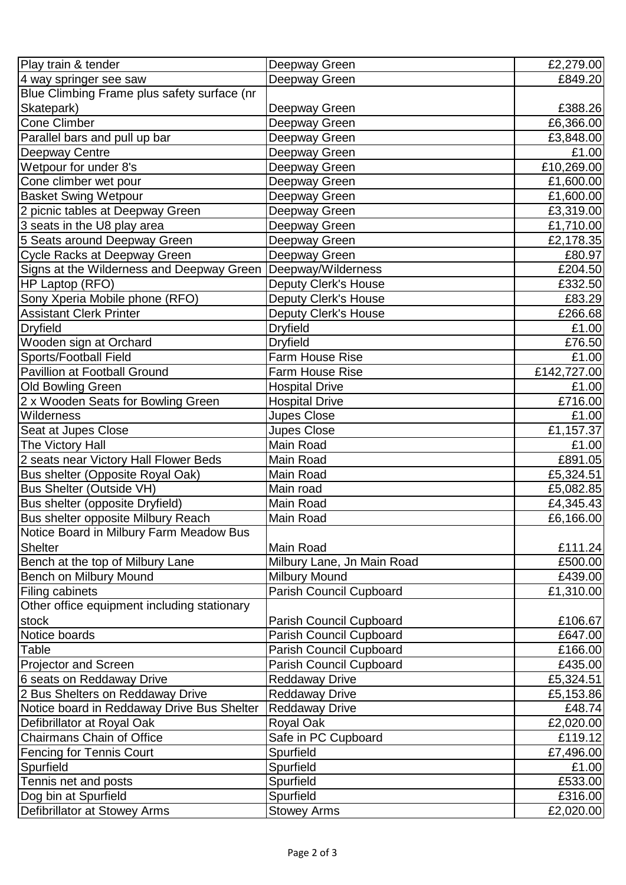| | | |
|---|---|---|
| Play train & tender | Deepway Green | £2,279.00 |
| 4 way springer see saw | Deepway Green | £849.20 |
| Blue Climbing Frame plus safety surface (nr Skatepark) | Deepway Green | £388.26 |
| Cone Climber | Deepway Green | £6,366.00 |
| Parallel bars and pull up bar | Deepway Green | £3,848.00 |
| Deepway Centre | Deepway Green | £1.00 |
| Wetpour for under 8's | Deepway Green | £10,269.00 |
| Cone climber wet pour | Deepway Green | £1,600.00 |
| Basket Swing Wetpour | Deepway Green | £1,600.00 |
| 2 picnic tables at Deepway Green | Deepway Green | £3,319.00 |
| 3 seats in the U8 play area | Deepway Green | £1,710.00 |
| 5 Seats around Deepway Green | Deepway Green | £2,178.35 |
| Cycle Racks at Deepway Green | Deepway Green | £80.97 |
| Signs at the Wilderness and Deepway Green | Deepway/Wilderness | £204.50 |
| HP Laptop (RFO) | Deputy Clerk's House | £332.50 |
| Sony Xperia Mobile phone (RFO) | Deputy Clerk's House | £83.29 |
| Assistant Clerk Printer | Deputy Clerk's House | £266.68 |
| Dryfield | Dryfield | £1.00 |
| Wooden sign at Orchard | Dryfield | £76.50 |
| Sports/Football Field | Farm House Rise | £1.00 |
| Pavillion at Football Ground | Farm House Rise | £142,727.00 |
| Old Bowling Green | Hospital Drive | £1.00 |
| 2 x Wooden Seats for Bowling Green | Hospital Drive | £716.00 |
| Wilderness | Jupes Close | £1.00 |
| Seat at Jupes Close | Jupes Close | £1,157.37 |
| The Victory Hall | Main Road | £1.00 |
| 2 seats near Victory Hall Flower Beds | Main Road | £891.05 |
| Bus shelter (Opposite Royal Oak) | Main Road | £5,324.51 |
| Bus Shelter (Outside VH) | Main road | £5,082.85 |
| Bus shelter (opposite Dryfield) | Main Road | £4,345.43 |
| Bus shelter opposite Milbury Reach | Main Road | £6,166.00 |
| Notice Board in Milbury Farm Meadow Bus Shelter | Main Road | £111.24 |
| Bench at the top of Milbury Lane | Milbury Lane, Jn Main Road | £500.00 |
| Bench on Milbury Mound | Milbury Mound | £439.00 |
| Filing cabinets | Parish Council Cupboard | £1,310.00 |
| Other office equipment including stationary stock | Parish Council Cupboard | £106.67 |
| Notice boards | Parish Council Cupboard | £647.00 |
| Table | Parish Council Cupboard | £166.00 |
| Projector and Screen | Parish Council Cupboard | £435.00 |
| 6 seats on Reddaway Drive | Reddaway Drive | £5,324.51 |
| 2 Bus Shelters on Reddaway Drive | Reddaway Drive | £5,153.86 |
| Notice board in Reddaway Drive Bus Shelter | Reddaway Drive | £48.74 |
| Defibrillator at Royal Oak | Royal Oak | £2,020.00 |
| Chairmans Chain of Office | Safe in PC Cupboard | £119.12 |
| Fencing for Tennis Court | Spurfield | £7,496.00 |
| Spurfield | Spurfield | £1.00 |
| Tennis net and posts | Spurfield | £533.00 |
| Dog bin at Spurfield | Spurfield | £316.00 |
| Defibrillator at Stowey Arms | Stowey Arms | £2,020.00 |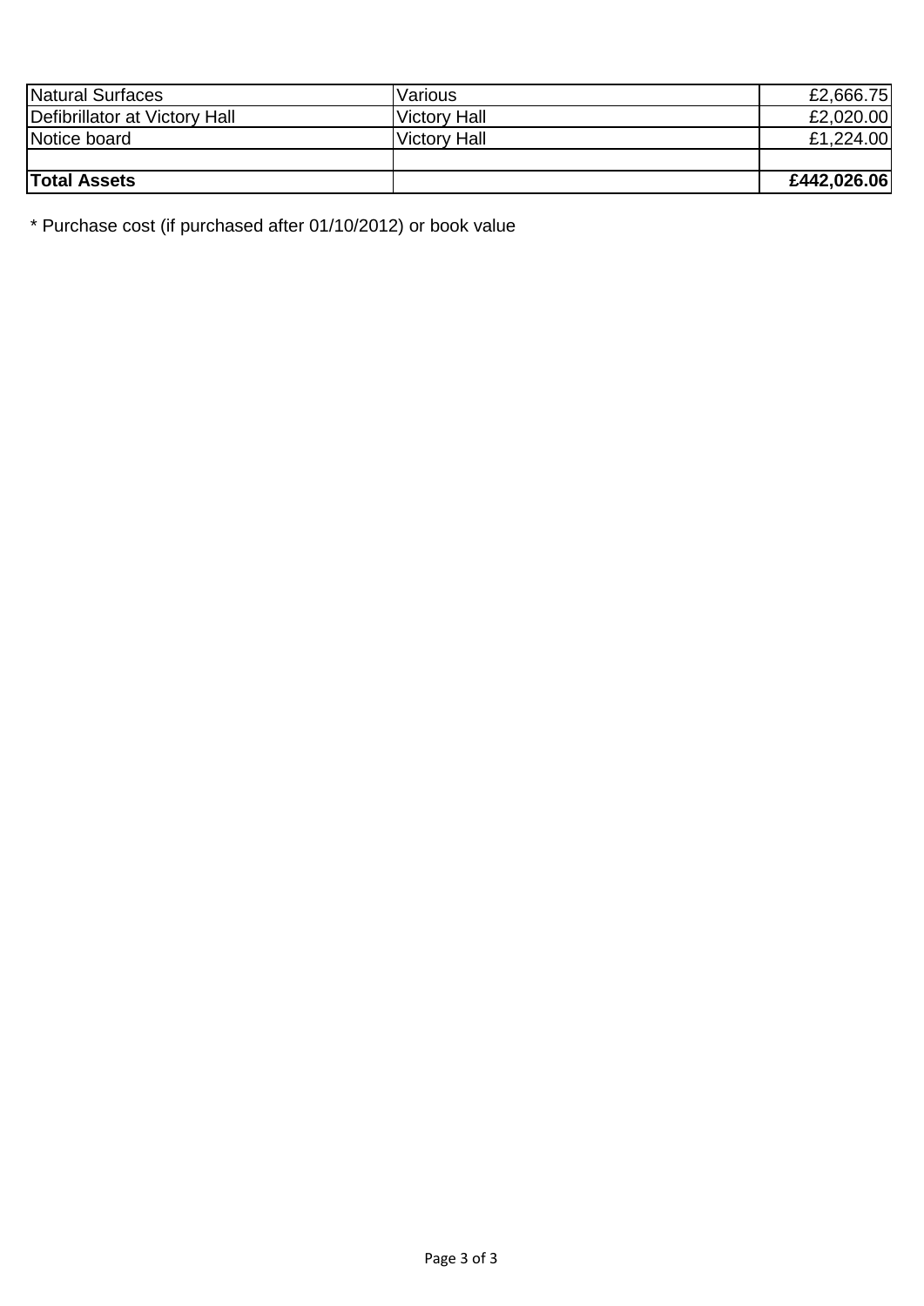| | | |
|---|---|---|
| Natural Surfaces | Various | £2,666.75 |
| Defibrillator at Victory Hall | Victory Hall | £2,020.00 |
| Notice board | Victory Hall | £1,224.00 |
| | | |
| **Total Assets** | | **£442,026.06** |

* Purchase cost (if purchased after 01/10/2012) or book value